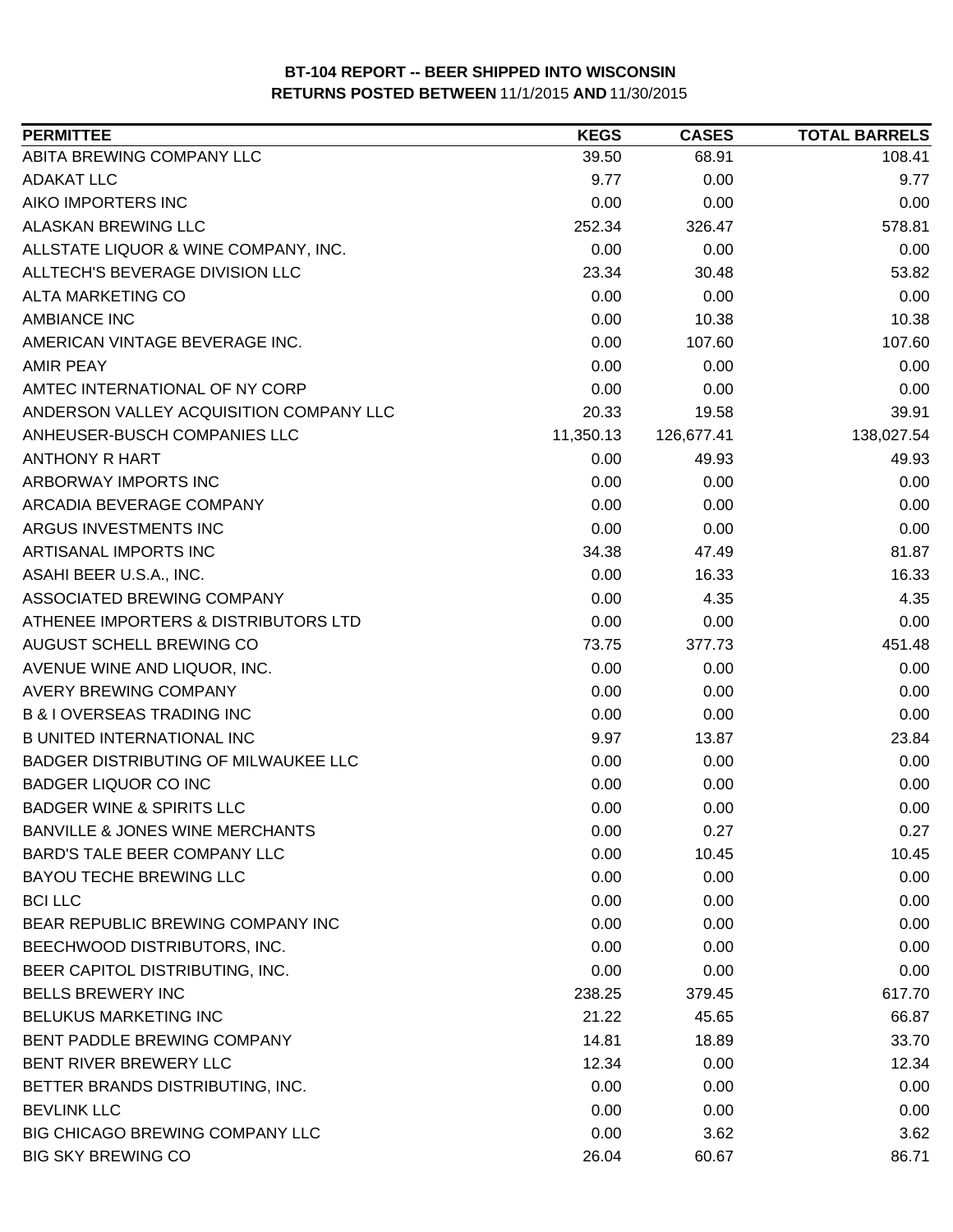**BT-104 REPORT -- BEER SHIPPED INTO WISCONSIN**
**RETURNS POSTED BETWEEN 11/1/2015 AND 11/30/2015**

| PERMITTEE | KEGS | CASES | TOTAL BARRELS |
|---|---|---|---|
| ABITA BREWING COMPANY LLC | 39.50 | 68.91 | 108.41 |
| ADAKAT LLC | 9.77 | 0.00 | 9.77 |
| AIKO IMPORTERS INC | 0.00 | 0.00 | 0.00 |
| ALASKAN BREWING LLC | 252.34 | 326.47 | 578.81 |
| ALLSTATE LIQUOR & WINE COMPANY, INC. | 0.00 | 0.00 | 0.00 |
| ALLTECH'S BEVERAGE DIVISION LLC | 23.34 | 30.48 | 53.82 |
| ALTA MARKETING CO | 0.00 | 0.00 | 0.00 |
| AMBIANCE INC | 0.00 | 10.38 | 10.38 |
| AMERICAN VINTAGE BEVERAGE INC. | 0.00 | 107.60 | 107.60 |
| AMIR PEAY | 0.00 | 0.00 | 0.00 |
| AMTEC INTERNATIONAL OF NY CORP | 0.00 | 0.00 | 0.00 |
| ANDERSON VALLEY ACQUISITION COMPANY LLC | 20.33 | 19.58 | 39.91 |
| ANHEUSER-BUSCH COMPANIES LLC | 11,350.13 | 126,677.41 | 138,027.54 |
| ANTHONY R HART | 0.00 | 49.93 | 49.93 |
| ARBORWAY IMPORTS INC | 0.00 | 0.00 | 0.00 |
| ARCADIA BEVERAGE COMPANY | 0.00 | 0.00 | 0.00 |
| ARGUS INVESTMENTS INC | 0.00 | 0.00 | 0.00 |
| ARTISANAL IMPORTS INC | 34.38 | 47.49 | 81.87 |
| ASAHI BEER U.S.A., INC. | 0.00 | 16.33 | 16.33 |
| ASSOCIATED BREWING COMPANY | 0.00 | 4.35 | 4.35 |
| ATHENEE IMPORTERS & DISTRIBUTORS LTD | 0.00 | 0.00 | 0.00 |
| AUGUST SCHELL BREWING CO | 73.75 | 377.73 | 451.48 |
| AVENUE WINE AND LIQUOR, INC. | 0.00 | 0.00 | 0.00 |
| AVERY BREWING COMPANY | 0.00 | 0.00 | 0.00 |
| B & I OVERSEAS TRADING INC | 0.00 | 0.00 | 0.00 |
| B UNITED INTERNATIONAL INC | 9.97 | 13.87 | 23.84 |
| BADGER DISTRIBUTING OF MILWAUKEE LLC | 0.00 | 0.00 | 0.00 |
| BADGER LIQUOR CO INC | 0.00 | 0.00 | 0.00 |
| BADGER WINE & SPIRITS LLC | 0.00 | 0.00 | 0.00 |
| BANVILLE & JONES WINE MERCHANTS | 0.00 | 0.27 | 0.27 |
| BARD'S TALE BEER COMPANY LLC | 0.00 | 10.45 | 10.45 |
| BAYOU TECHE BREWING LLC | 0.00 | 0.00 | 0.00 |
| BCI LLC | 0.00 | 0.00 | 0.00 |
| BEAR REPUBLIC BREWING COMPANY INC | 0.00 | 0.00 | 0.00 |
| BEECHWOOD DISTRIBUTORS, INC. | 0.00 | 0.00 | 0.00 |
| BEER CAPITOL DISTRIBUTING, INC. | 0.00 | 0.00 | 0.00 |
| BELLS BREWERY INC | 238.25 | 379.45 | 617.70 |
| BELUKUS MARKETING INC | 21.22 | 45.65 | 66.87 |
| BENT PADDLE BREWING COMPANY | 14.81 | 18.89 | 33.70 |
| BENT RIVER BREWERY LLC | 12.34 | 0.00 | 12.34 |
| BETTER BRANDS DISTRIBUTING, INC. | 0.00 | 0.00 | 0.00 |
| BEVLINK LLC | 0.00 | 0.00 | 0.00 |
| BIG CHICAGO BREWING COMPANY LLC | 0.00 | 3.62 | 3.62 |
| BIG SKY BREWING CO | 26.04 | 60.67 | 86.71 |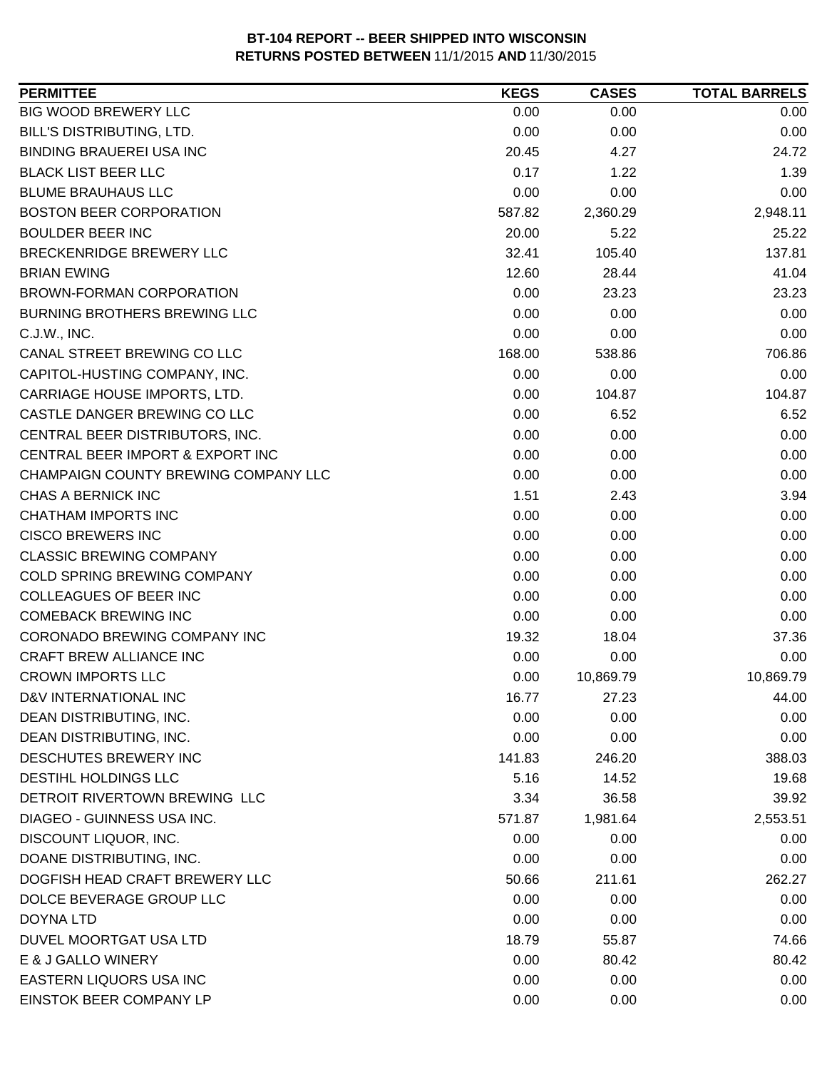**BT-104 REPORT -- BEER SHIPPED INTO WISCONSIN**
**RETURNS POSTED BETWEEN** 11/1/2015 **AND** 11/30/2015

| PERMITTEE | KEGS | CASES | TOTAL BARRELS |
|---|---|---|---|
| BIG WOOD BREWERY LLC | 0.00 | 0.00 | 0.00 |
| BILL'S DISTRIBUTING, LTD. | 0.00 | 0.00 | 0.00 |
| BINDING BRAUEREI USA INC | 20.45 | 4.27 | 24.72 |
| BLACK LIST BEER LLC | 0.17 | 1.22 | 1.39 |
| BLUME BRAUHAUS LLC | 0.00 | 0.00 | 0.00 |
| BOSTON BEER CORPORATION | 587.82 | 2,360.29 | 2,948.11 |
| BOULDER BEER INC | 20.00 | 5.22 | 25.22 |
| BRECKENRIDGE BREWERY LLC | 32.41 | 105.40 | 137.81 |
| BRIAN EWING | 12.60 | 28.44 | 41.04 |
| BROWN-FORMAN CORPORATION | 0.00 | 23.23 | 23.23 |
| BURNING BROTHERS BREWING LLC | 0.00 | 0.00 | 0.00 |
| C.J.W., INC. | 0.00 | 0.00 | 0.00 |
| CANAL STREET BREWING CO LLC | 168.00 | 538.86 | 706.86 |
| CAPITOL-HUSTING COMPANY, INC. | 0.00 | 0.00 | 0.00 |
| CARRIAGE HOUSE IMPORTS, LTD. | 0.00 | 104.87 | 104.87 |
| CASTLE DANGER BREWING CO LLC | 0.00 | 6.52 | 6.52 |
| CENTRAL BEER DISTRIBUTORS, INC. | 0.00 | 0.00 | 0.00 |
| CENTRAL BEER IMPORT & EXPORT INC | 0.00 | 0.00 | 0.00 |
| CHAMPAIGN COUNTY BREWING COMPANY LLC | 0.00 | 0.00 | 0.00 |
| CHAS A BERNICK INC | 1.51 | 2.43 | 3.94 |
| CHATHAM IMPORTS INC | 0.00 | 0.00 | 0.00 |
| CISCO BREWERS INC | 0.00 | 0.00 | 0.00 |
| CLASSIC BREWING COMPANY | 0.00 | 0.00 | 0.00 |
| COLD SPRING BREWING COMPANY | 0.00 | 0.00 | 0.00 |
| COLLEAGUES OF BEER INC | 0.00 | 0.00 | 0.00 |
| COMEBACK BREWING INC | 0.00 | 0.00 | 0.00 |
| CORONADO BREWING COMPANY INC | 19.32 | 18.04 | 37.36 |
| CRAFT BREW ALLIANCE INC | 0.00 | 0.00 | 0.00 |
| CROWN IMPORTS LLC | 0.00 | 10,869.79 | 10,869.79 |
| D&V INTERNATIONAL INC | 16.77 | 27.23 | 44.00 |
| DEAN DISTRIBUTING, INC. | 0.00 | 0.00 | 0.00 |
| DEAN DISTRIBUTING, INC. | 0.00 | 0.00 | 0.00 |
| DESCHUTES BREWERY INC | 141.83 | 246.20 | 388.03 |
| DESTIHL HOLDINGS LLC | 5.16 | 14.52 | 19.68 |
| DETROIT RIVERTOWN BREWING LLC | 3.34 | 36.58 | 39.92 |
| DIAGEO - GUINNESS USA INC. | 571.87 | 1,981.64 | 2,553.51 |
| DISCOUNT LIQUOR, INC. | 0.00 | 0.00 | 0.00 |
| DOANE DISTRIBUTING, INC. | 0.00 | 0.00 | 0.00 |
| DOGFISH HEAD CRAFT BREWERY LLC | 50.66 | 211.61 | 262.27 |
| DOLCE BEVERAGE GROUP LLC | 0.00 | 0.00 | 0.00 |
| DOYNA LTD | 0.00 | 0.00 | 0.00 |
| DUVEL MOORTGAT USA LTD | 18.79 | 55.87 | 74.66 |
| E & J GALLO WINERY | 0.00 | 80.42 | 80.42 |
| EASTERN LIQUORS USA INC | 0.00 | 0.00 | 0.00 |
| EINSTOK BEER COMPANY LP | 0.00 | 0.00 | 0.00 |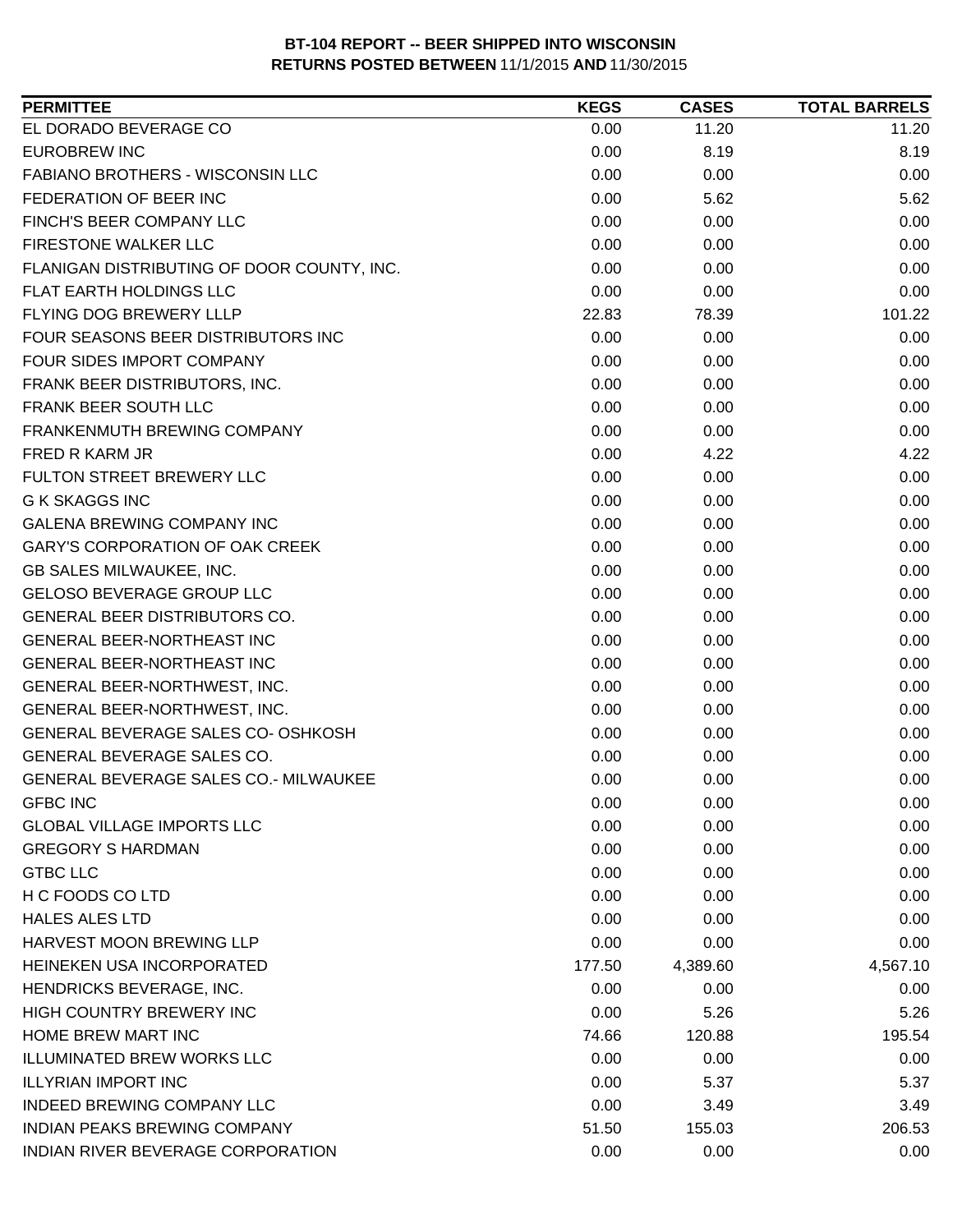**BT-104 REPORT -- BEER SHIPPED INTO WISCONSIN**
**RETURNS POSTED BETWEEN** 11/1/2015 **AND** 11/30/2015

| PERMITTEE | KEGS | CASES | TOTAL BARRELS |
|---|---|---|---|
| EL DORADO BEVERAGE CO | 0.00 | 11.20 | 11.20 |
| EUROBREW INC | 0.00 | 8.19 | 8.19 |
| FABIANO BROTHERS - WISCONSIN LLC | 0.00 | 0.00 | 0.00 |
| FEDERATION OF BEER INC | 0.00 | 5.62 | 5.62 |
| FINCH'S BEER COMPANY LLC | 0.00 | 0.00 | 0.00 |
| FIRESTONE WALKER LLC | 0.00 | 0.00 | 0.00 |
| FLANIGAN DISTRIBUTING OF DOOR COUNTY, INC. | 0.00 | 0.00 | 0.00 |
| FLAT EARTH HOLDINGS LLC | 0.00 | 0.00 | 0.00 |
| FLYING DOG BREWERY LLLP | 22.83 | 78.39 | 101.22 |
| FOUR SEASONS BEER DISTRIBUTORS INC | 0.00 | 0.00 | 0.00 |
| FOUR SIDES IMPORT COMPANY | 0.00 | 0.00 | 0.00 |
| FRANK BEER DISTRIBUTORS, INC. | 0.00 | 0.00 | 0.00 |
| FRANK BEER SOUTH LLC | 0.00 | 0.00 | 0.00 |
| FRANKENMUTH BREWING COMPANY | 0.00 | 0.00 | 0.00 |
| FRED R KARM JR | 0.00 | 4.22 | 4.22 |
| FULTON STREET BREWERY LLC | 0.00 | 0.00 | 0.00 |
| G K SKAGGS INC | 0.00 | 0.00 | 0.00 |
| GALENA BREWING COMPANY INC | 0.00 | 0.00 | 0.00 |
| GARY'S CORPORATION OF OAK CREEK | 0.00 | 0.00 | 0.00 |
| GB SALES MILWAUKEE, INC. | 0.00 | 0.00 | 0.00 |
| GELOSO BEVERAGE GROUP LLC | 0.00 | 0.00 | 0.00 |
| GENERAL BEER DISTRIBUTORS CO. | 0.00 | 0.00 | 0.00 |
| GENERAL BEER-NORTHEAST INC | 0.00 | 0.00 | 0.00 |
| GENERAL BEER-NORTHEAST INC | 0.00 | 0.00 | 0.00 |
| GENERAL BEER-NORTHWEST, INC. | 0.00 | 0.00 | 0.00 |
| GENERAL BEER-NORTHWEST, INC. | 0.00 | 0.00 | 0.00 |
| GENERAL BEVERAGE SALES CO- OSHKOSH | 0.00 | 0.00 | 0.00 |
| GENERAL BEVERAGE SALES CO. | 0.00 | 0.00 | 0.00 |
| GENERAL BEVERAGE SALES CO.- MILWAUKEE | 0.00 | 0.00 | 0.00 |
| GFBC INC | 0.00 | 0.00 | 0.00 |
| GLOBAL VILLAGE IMPORTS LLC | 0.00 | 0.00 | 0.00 |
| GREGORY S HARDMAN | 0.00 | 0.00 | 0.00 |
| GTBC LLC | 0.00 | 0.00 | 0.00 |
| H C FOODS CO LTD | 0.00 | 0.00 | 0.00 |
| HALES ALES LTD | 0.00 | 0.00 | 0.00 |
| HARVEST MOON BREWING LLP | 0.00 | 0.00 | 0.00 |
| HEINEKEN USA INCORPORATED | 177.50 | 4,389.60 | 4,567.10 |
| HENDRICKS BEVERAGE, INC. | 0.00 | 0.00 | 0.00 |
| HIGH COUNTRY BREWERY INC | 0.00 | 5.26 | 5.26 |
| HOME BREW MART INC | 74.66 | 120.88 | 195.54 |
| ILLUMINATED BREW WORKS LLC | 0.00 | 0.00 | 0.00 |
| ILLYRIAN IMPORT INC | 0.00 | 5.37 | 5.37 |
| INDEED BREWING COMPANY LLC | 0.00 | 3.49 | 3.49 |
| INDIAN PEAKS BREWING COMPANY | 51.50 | 155.03 | 206.53 |
| INDIAN RIVER BEVERAGE CORPORATION | 0.00 | 0.00 | 0.00 |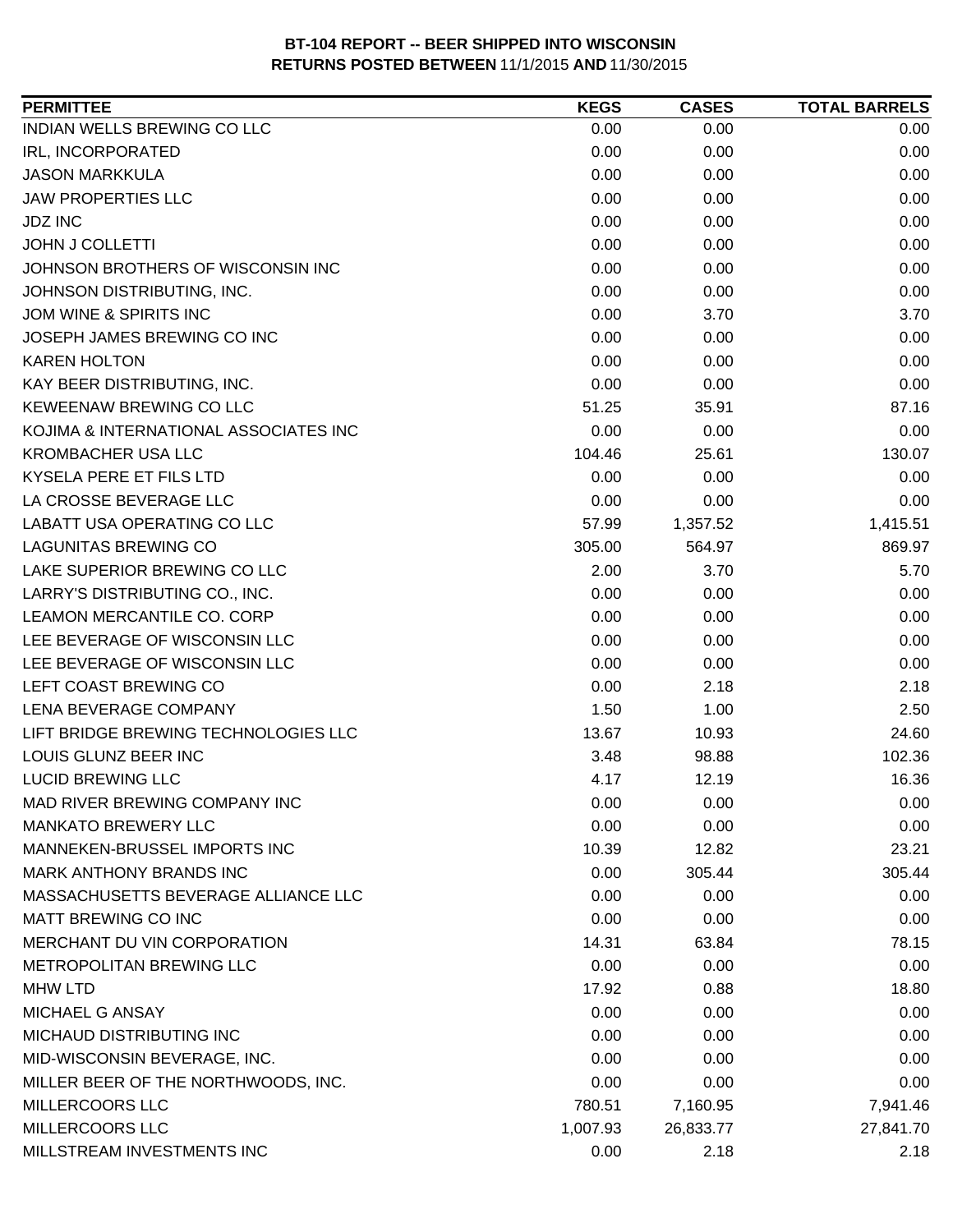**BT-104 REPORT -- BEER SHIPPED INTO WISCONSIN**
**RETURNS POSTED BETWEEN** 11/1/2015 **AND** 11/30/2015

| PERMITTEE | KEGS | CASES | TOTAL BARRELS |
|---|---|---|---|
| INDIAN WELLS BREWING CO LLC | 0.00 | 0.00 | 0.00 |
| IRL, INCORPORATED | 0.00 | 0.00 | 0.00 |
| JASON MARKKULA | 0.00 | 0.00 | 0.00 |
| JAW PROPERTIES LLC | 0.00 | 0.00 | 0.00 |
| JDZ INC | 0.00 | 0.00 | 0.00 |
| JOHN J COLLETTI | 0.00 | 0.00 | 0.00 |
| JOHNSON BROTHERS OF WISCONSIN INC | 0.00 | 0.00 | 0.00 |
| JOHNSON DISTRIBUTING, INC. | 0.00 | 0.00 | 0.00 |
| JOM WINE & SPIRITS INC | 0.00 | 3.70 | 3.70 |
| JOSEPH JAMES BREWING CO INC | 0.00 | 0.00 | 0.00 |
| KAREN HOLTON | 0.00 | 0.00 | 0.00 |
| KAY BEER DISTRIBUTING, INC. | 0.00 | 0.00 | 0.00 |
| KEWEENAW BREWING CO LLC | 51.25 | 35.91 | 87.16 |
| KOJIMA & INTERNATIONAL ASSOCIATES INC | 0.00 | 0.00 | 0.00 |
| KROMBACHER USA LLC | 104.46 | 25.61 | 130.07 |
| KYSELA PERE ET FILS LTD | 0.00 | 0.00 | 0.00 |
| LA CROSSE BEVERAGE LLC | 0.00 | 0.00 | 0.00 |
| LABATT USA OPERATING CO LLC | 57.99 | 1,357.52 | 1,415.51 |
| LAGUNITAS BREWING CO | 305.00 | 564.97 | 869.97 |
| LAKE SUPERIOR BREWING CO LLC | 2.00 | 3.70 | 5.70 |
| LARRY'S DISTRIBUTING CO., INC. | 0.00 | 0.00 | 0.00 |
| LEAMON MERCANTILE CO. CORP | 0.00 | 0.00 | 0.00 |
| LEE BEVERAGE OF WISCONSIN LLC | 0.00 | 0.00 | 0.00 |
| LEE BEVERAGE OF WISCONSIN LLC | 0.00 | 0.00 | 0.00 |
| LEFT COAST BREWING CO | 0.00 | 2.18 | 2.18 |
| LENA BEVERAGE COMPANY | 1.50 | 1.00 | 2.50 |
| LIFT BRIDGE BREWING TECHNOLOGIES LLC | 13.67 | 10.93 | 24.60 |
| LOUIS GLUNZ BEER INC | 3.48 | 98.88 | 102.36 |
| LUCID BREWING LLC | 4.17 | 12.19 | 16.36 |
| MAD RIVER BREWING COMPANY INC | 0.00 | 0.00 | 0.00 |
| MANKATO BREWERY LLC | 0.00 | 0.00 | 0.00 |
| MANNEKEN-BRUSSEL IMPORTS INC | 10.39 | 12.82 | 23.21 |
| MARK ANTHONY BRANDS INC | 0.00 | 305.44 | 305.44 |
| MASSACHUSETTS BEVERAGE ALLIANCE LLC | 0.00 | 0.00 | 0.00 |
| MATT BREWING CO INC | 0.00 | 0.00 | 0.00 |
| MERCHANT DU VIN CORPORATION | 14.31 | 63.84 | 78.15 |
| METROPOLITAN BREWING LLC | 0.00 | 0.00 | 0.00 |
| MHW LTD | 17.92 | 0.88 | 18.80 |
| MICHAEL G ANSAY | 0.00 | 0.00 | 0.00 |
| MICHAUD DISTRIBUTING INC | 0.00 | 0.00 | 0.00 |
| MID-WISCONSIN BEVERAGE, INC. | 0.00 | 0.00 | 0.00 |
| MILLER BEER OF THE NORTHWOODS, INC. | 0.00 | 0.00 | 0.00 |
| MILLERCOORS LLC | 780.51 | 7,160.95 | 7,941.46 |
| MILLERCOORS LLC | 1,007.93 | 26,833.77 | 27,841.70 |
| MILLSTREAM INVESTMENTS INC | 0.00 | 2.18 | 2.18 |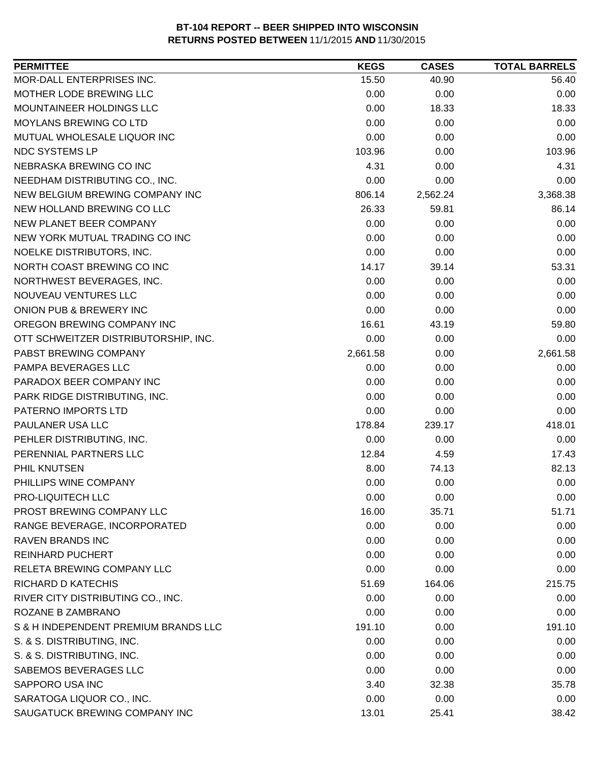**BT-104 REPORT -- BEER SHIPPED INTO WISCONSIN**
**RETURNS POSTED BETWEEN 11/1/2015 AND 11/30/2015**

| PERMITTEE | KEGS | CASES | TOTAL BARRELS |
|---|---|---|---|
| MOR-DALL ENTERPRISES INC. | 15.50 | 40.90 | 56.40 |
| MOTHER LODE BREWING LLC | 0.00 | 0.00 | 0.00 |
| MOUNTAINEER HOLDINGS LLC | 0.00 | 18.33 | 18.33 |
| MOYLANS BREWING CO LTD | 0.00 | 0.00 | 0.00 |
| MUTUAL WHOLESALE LIQUOR INC | 0.00 | 0.00 | 0.00 |
| NDC SYSTEMS LP | 103.96 | 0.00 | 103.96 |
| NEBRASKA BREWING CO INC | 4.31 | 0.00 | 4.31 |
| NEEDHAM DISTRIBUTING CO., INC. | 0.00 | 0.00 | 0.00 |
| NEW BELGIUM BREWING COMPANY INC | 806.14 | 2,562.24 | 3,368.38 |
| NEW HOLLAND BREWING CO LLC | 26.33 | 59.81 | 86.14 |
| NEW PLANET BEER COMPANY | 0.00 | 0.00 | 0.00 |
| NEW YORK MUTUAL TRADING CO INC | 0.00 | 0.00 | 0.00 |
| NOELKE DISTRIBUTORS, INC. | 0.00 | 0.00 | 0.00 |
| NORTH COAST BREWING CO INC | 14.17 | 39.14 | 53.31 |
| NORTHWEST BEVERAGES, INC. | 0.00 | 0.00 | 0.00 |
| NOUVEAU VENTURES LLC | 0.00 | 0.00 | 0.00 |
| ONION PUB & BREWERY INC | 0.00 | 0.00 | 0.00 |
| OREGON BREWING COMPANY INC | 16.61 | 43.19 | 59.80 |
| OTT SCHWEITZER DISTRIBUTORSHIP, INC. | 0.00 | 0.00 | 0.00 |
| PABST BREWING COMPANY | 2,661.58 | 0.00 | 2,661.58 |
| PAMPA BEVERAGES LLC | 0.00 | 0.00 | 0.00 |
| PARADOX BEER COMPANY INC | 0.00 | 0.00 | 0.00 |
| PARK RIDGE DISTRIBUTING, INC. | 0.00 | 0.00 | 0.00 |
| PATERNO IMPORTS LTD | 0.00 | 0.00 | 0.00 |
| PAULANER USA LLC | 178.84 | 239.17 | 418.01 |
| PEHLER DISTRIBUTING, INC. | 0.00 | 0.00 | 0.00 |
| PERENNIAL PARTNERS LLC | 12.84 | 4.59 | 17.43 |
| PHIL KNUTSEN | 8.00 | 74.13 | 82.13 |
| PHILLIPS WINE COMPANY | 0.00 | 0.00 | 0.00 |
| PRO-LIQUITECH LLC | 0.00 | 0.00 | 0.00 |
| PROST BREWING COMPANY LLC | 16.00 | 35.71 | 51.71 |
| RANGE BEVERAGE, INCORPORATED | 0.00 | 0.00 | 0.00 |
| RAVEN BRANDS INC | 0.00 | 0.00 | 0.00 |
| REINHARD PUCHERT | 0.00 | 0.00 | 0.00 |
| RELETA BREWING COMPANY LLC | 0.00 | 0.00 | 0.00 |
| RICHARD D KATECHIS | 51.69 | 164.06 | 215.75 |
| RIVER CITY DISTRIBUTING CO., INC. | 0.00 | 0.00 | 0.00 |
| ROZANE B ZAMBRANO | 0.00 | 0.00 | 0.00 |
| S & H INDEPENDENT PREMIUM BRANDS LLC | 191.10 | 0.00 | 191.10 |
| S. & S. DISTRIBUTING, INC. | 0.00 | 0.00 | 0.00 |
| S. & S. DISTRIBUTING, INC. | 0.00 | 0.00 | 0.00 |
| SABEMOS BEVERAGES LLC | 0.00 | 0.00 | 0.00 |
| SAPPORO USA INC | 3.40 | 32.38 | 35.78 |
| SARATOGA LIQUOR CO., INC. | 0.00 | 0.00 | 0.00 |
| SAUGATUCK BREWING COMPANY INC | 13.01 | 25.41 | 38.42 |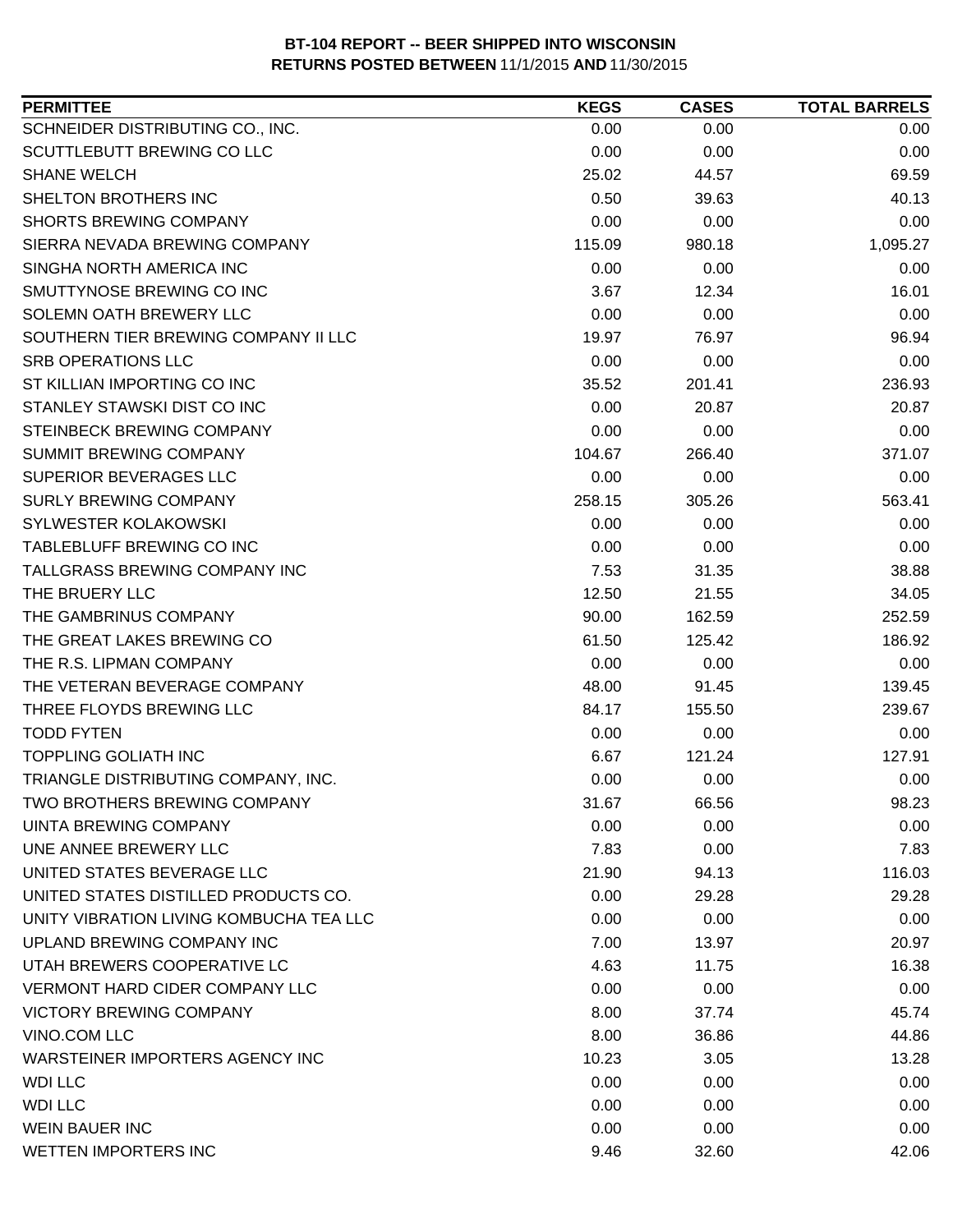**BT-104 REPORT -- BEER SHIPPED INTO WISCONSIN**
**RETURNS POSTED BETWEEN 11/1/2015 AND 11/30/2015**

| PERMITTEE | KEGS | CASES | TOTAL BARRELS |
|---|---|---|---|
| SCHNEIDER DISTRIBUTING CO., INC. | 0.00 | 0.00 | 0.00 |
| SCUTTLEBUTT BREWING CO LLC | 0.00 | 0.00 | 0.00 |
| SHANE WELCH | 25.02 | 44.57 | 69.59 |
| SHELTON BROTHERS INC | 0.50 | 39.63 | 40.13 |
| SHORTS BREWING COMPANY | 0.00 | 0.00 | 0.00 |
| SIERRA NEVADA BREWING COMPANY | 115.09 | 980.18 | 1,095.27 |
| SINGHA NORTH AMERICA INC | 0.00 | 0.00 | 0.00 |
| SMUTTYNOSE BREWING CO INC | 3.67 | 12.34 | 16.01 |
| SOLEMN OATH BREWERY LLC | 0.00 | 0.00 | 0.00 |
| SOUTHERN TIER BREWING COMPANY II LLC | 19.97 | 76.97 | 96.94 |
| SRB OPERATIONS LLC | 0.00 | 0.00 | 0.00 |
| ST KILLIAN IMPORTING CO INC | 35.52 | 201.41 | 236.93 |
| STANLEY STAWSKI DIST CO INC | 0.00 | 20.87 | 20.87 |
| STEINBECK BREWING COMPANY | 0.00 | 0.00 | 0.00 |
| SUMMIT BREWING COMPANY | 104.67 | 266.40 | 371.07 |
| SUPERIOR BEVERAGES LLC | 0.00 | 0.00 | 0.00 |
| SURLY BREWING COMPANY | 258.15 | 305.26 | 563.41 |
| SYLWESTER KOLAKOWSKI | 0.00 | 0.00 | 0.00 |
| TABLEBLUFF BREWING CO INC | 0.00 | 0.00 | 0.00 |
| TALLGRASS BREWING COMPANY INC | 7.53 | 31.35 | 38.88 |
| THE BRUERY LLC | 12.50 | 21.55 | 34.05 |
| THE GAMBRINUS COMPANY | 90.00 | 162.59 | 252.59 |
| THE GREAT LAKES BREWING CO | 61.50 | 125.42 | 186.92 |
| THE R.S. LIPMAN COMPANY | 0.00 | 0.00 | 0.00 |
| THE VETERAN BEVERAGE COMPANY | 48.00 | 91.45 | 139.45 |
| THREE FLOYDS BREWING LLC | 84.17 | 155.50 | 239.67 |
| TODD FYTEN | 0.00 | 0.00 | 0.00 |
| TOPPLING GOLIATH INC | 6.67 | 121.24 | 127.91 |
| TRIANGLE DISTRIBUTING COMPANY, INC. | 0.00 | 0.00 | 0.00 |
| TWO BROTHERS BREWING COMPANY | 31.67 | 66.56 | 98.23 |
| UINTA BREWING COMPANY | 0.00 | 0.00 | 0.00 |
| UNE ANNEE BREWERY LLC | 7.83 | 0.00 | 7.83 |
| UNITED STATES BEVERAGE LLC | 21.90 | 94.13 | 116.03 |
| UNITED STATES DISTILLED PRODUCTS CO. | 0.00 | 29.28 | 29.28 |
| UNITY VIBRATION LIVING KOMBUCHA TEA LLC | 0.00 | 0.00 | 0.00 |
| UPLAND BREWING COMPANY INC | 7.00 | 13.97 | 20.97 |
| UTAH BREWERS COOPERATIVE LC | 4.63 | 11.75 | 16.38 |
| VERMONT HARD CIDER COMPANY LLC | 0.00 | 0.00 | 0.00 |
| VICTORY BREWING COMPANY | 8.00 | 37.74 | 45.74 |
| VINO.COM LLC | 8.00 | 36.86 | 44.86 |
| WARSTEINER IMPORTERS AGENCY INC | 10.23 | 3.05 | 13.28 |
| WDI LLC | 0.00 | 0.00 | 0.00 |
| WDI LLC | 0.00 | 0.00 | 0.00 |
| WEIN BAUER INC | 0.00 | 0.00 | 0.00 |
| WETTEN IMPORTERS INC | 9.46 | 32.60 | 42.06 |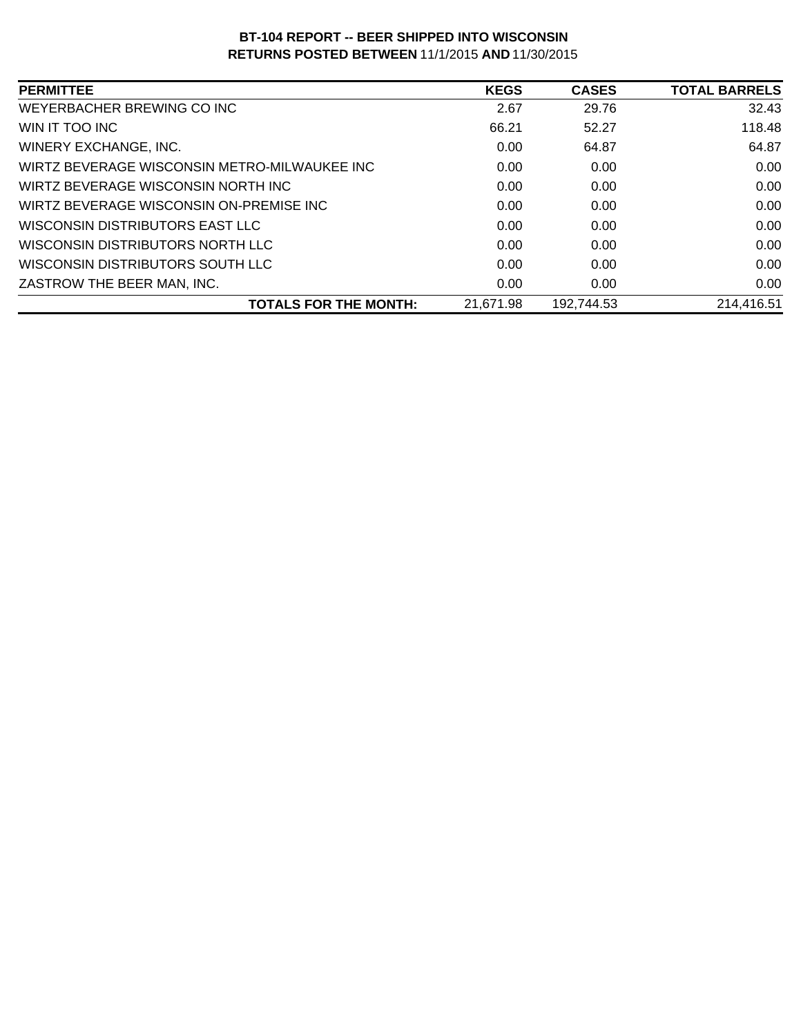**BT-104 REPORT -- BEER SHIPPED INTO WISCONSIN**
**RETURNS POSTED BETWEEN** 11/1/2015 **AND** 11/30/2015

| PERMITTEE | KEGS | CASES | TOTAL BARRELS |
|---|---|---|---|
| WEYERBACHER BREWING CO INC | 2.67 | 29.76 | 32.43 |
| WIN IT TOO INC | 66.21 | 52.27 | 118.48 |
| WINERY EXCHANGE, INC. | 0.00 | 64.87 | 64.87 |
| WIRTZ BEVERAGE WISCONSIN METRO-MILWAUKEE INC | 0.00 | 0.00 | 0.00 |
| WIRTZ BEVERAGE WISCONSIN NORTH INC | 0.00 | 0.00 | 0.00 |
| WIRTZ BEVERAGE WISCONSIN ON-PREMISE INC | 0.00 | 0.00 | 0.00 |
| WISCONSIN DISTRIBUTORS EAST LLC | 0.00 | 0.00 | 0.00 |
| WISCONSIN DISTRIBUTORS NORTH LLC | 0.00 | 0.00 | 0.00 |
| WISCONSIN DISTRIBUTORS SOUTH LLC | 0.00 | 0.00 | 0.00 |
| ZASTROW THE BEER MAN, INC. | 0.00 | 0.00 | 0.00 |
| **TOTALS FOR THE MONTH:** | 21,671.98 | 192,744.53 | 214,416.51 |